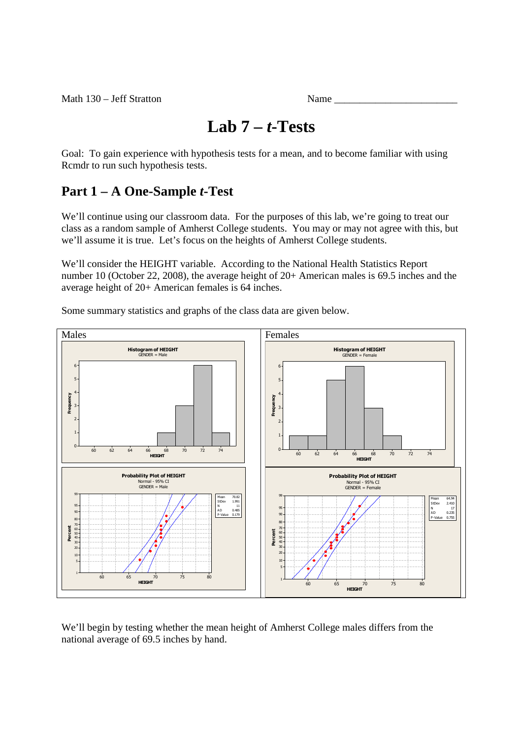Math 130 – Jeff Stratton Name ________________________

# Lab 7 – *t*-Tests

Goal: To gain experience with hypothesis tests for a mean, and to become familiar with using Rcmdr to run such hypothesis tests.

## Part 1 – A One-Sample *t*-Test

We'll continue using our classroom data. For the purposes of this lab, we're going to treat our class as a random sample of Amherst College students. You may or may not agree with this, but we'll assume it is true. Let's focus on the heights of Amherst College students.

We'll consider the HEIGHT variable. According to the National Health Statistics Report number 10 (October 22, 2008), the average height of 20+ American males is 69.5 inches and the average height of 20+ American females is 64 inches.

Some summary statistics and graphs of the class data are given below.

Males

Histogram of HEIGHT
GENDER = Male

Probability Plot of HEIGHT
Normal - 95% CI
GENDER = Male

| Mean | 70.82 |
|---|---|
| StDev | 1.991 |
| N | 11 |
| AD | 0.485 |
| P-Value | 0.179 |

Females

Histogram of HEIGHT
GENDER = Female

Probability Plot of HEIGHT
Normal - 95% CI
GENDER = Female

| Mean | 64.94 |
|---|---|
| StDev | 2.410 |
| N | 17 |
| AD | 0.235 |
| P-Value | 0.755 |

We'll begin by testing whether the mean height of Amherst College males differs from the national average of 69.5 inches by hand.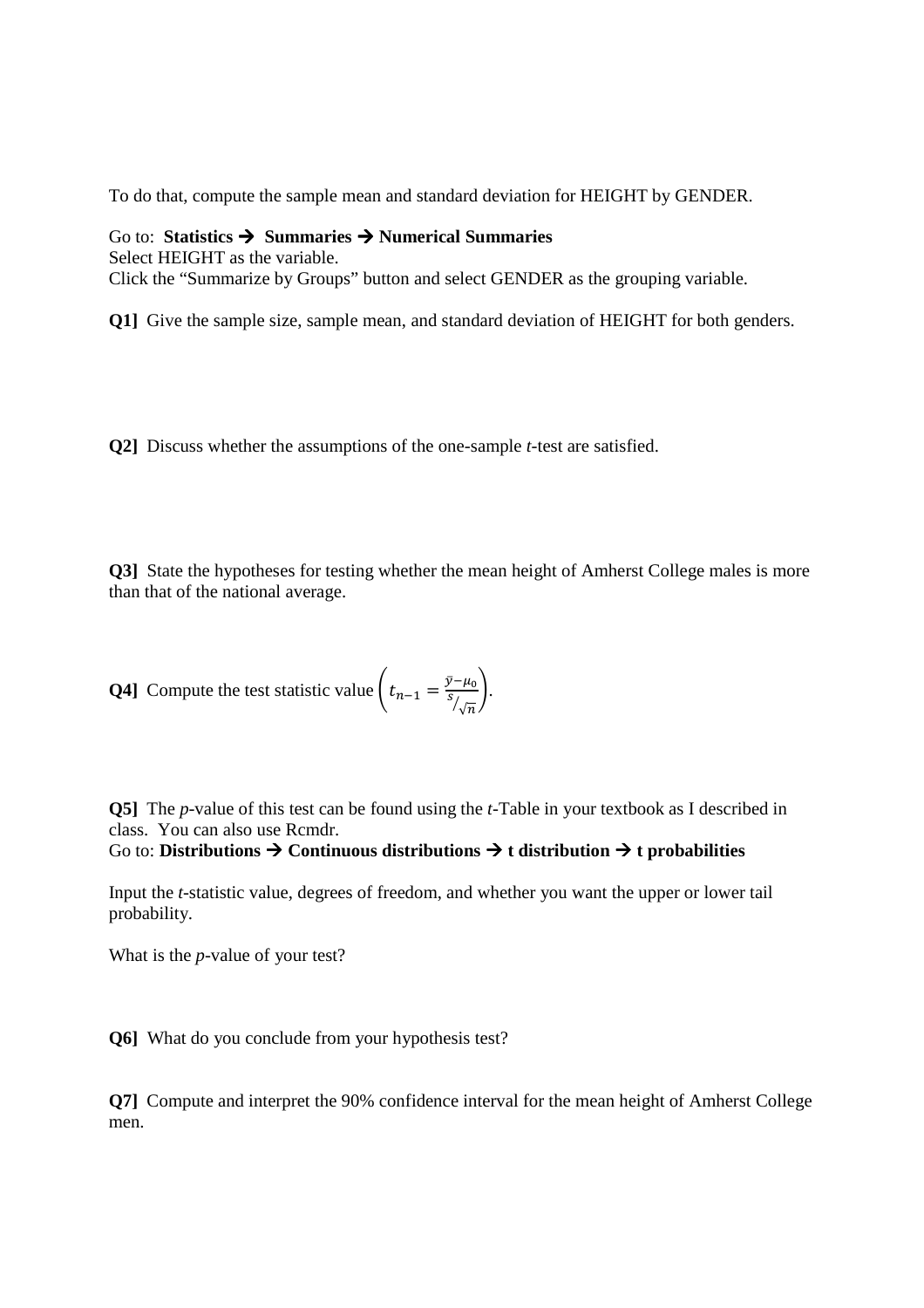To do that, compute the sample mean and standard deviation for HEIGHT by GENDER.

Go to: **Statistics → Summaries → Numerical Summaries**
Select HEIGHT as the variable.
Click the "Summarize by Groups" button and select GENDER as the grouping variable.

**Q1]** Give the sample size, sample mean, and standard deviation of HEIGHT for both genders.

**Q2]** Discuss whether the assumptions of the one-sample *t*-test are satisfied.

**Q3]** State the hypotheses for testing whether the mean height of Amherst College males is more than that of the national average.

**Q4]** Compute the test statistic value $\left( t_{n-1} = \frac{\bar{y} - \mu_0}{s/\sqrt{n}} \right)$.

**Q5]** The *p*-value of this test can be found using the *t*-Table in your textbook as I described in class. You can also use Rcmdr.
Go to: **Distributions → Continuous distributions → t distribution → t probabilities**

Input the *t*-statistic value, degrees of freedom, and whether you want the upper or lower tail probability.

What is the *p*-value of your test?

**Q6]** What do you conclude from your hypothesis test?

**Q7]** Compute and interpret the 90% confidence interval for the mean height of Amherst College men.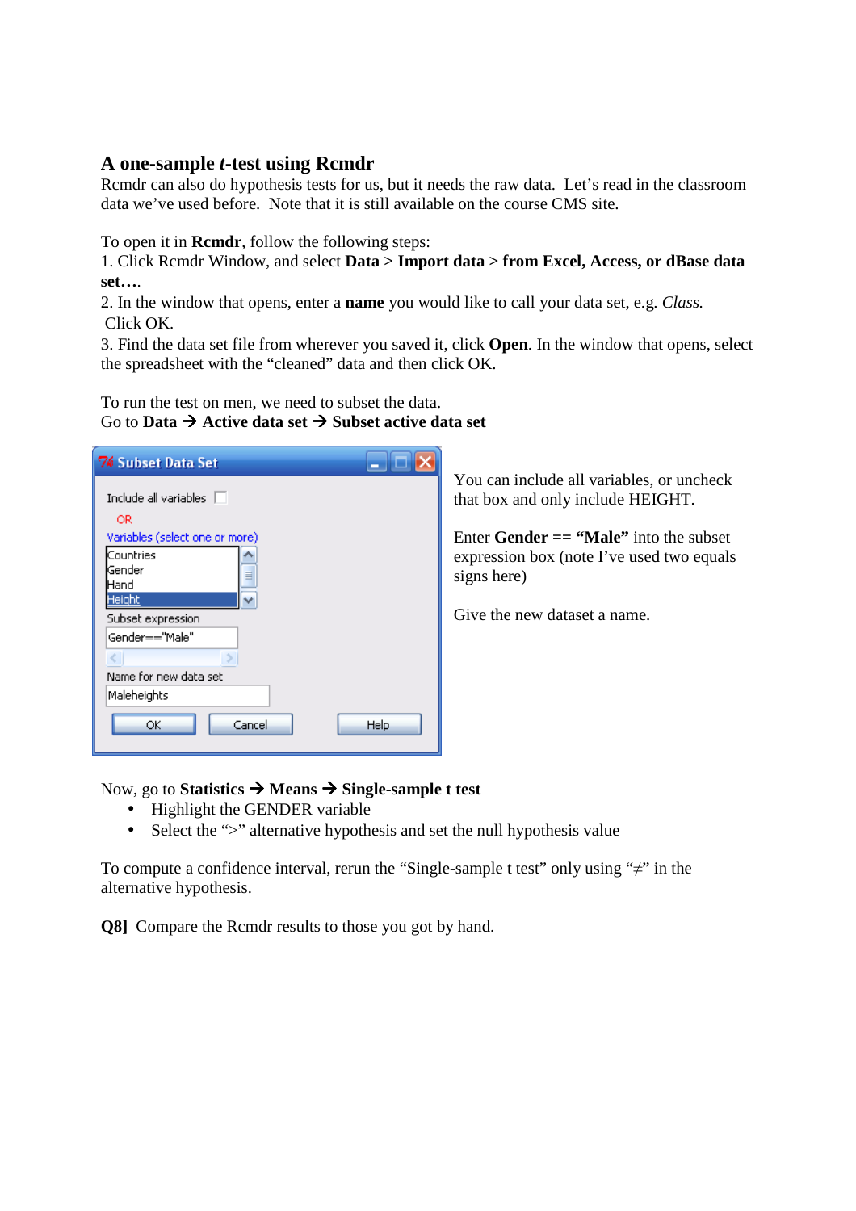### A one-sample *t*-test using Rcmdr

Rcmdr can also do hypothesis tests for us, but it needs the raw data. Let's read in the classroom data we've used before. Note that it is still available on the course CMS site.

To open it in **Rcmdr**, follow the following steps:
1. Click Rcmdr Window, and select **Data > Import data > from Excel, Access, or dBase data set….**
2. In the window that opens, enter a **name** you would like to call your data set, e.g. *Class.* Click OK.
3. Find the data set file from wherever you saved it, click **Open**. In the window that opens, select the spreadsheet with the "cleaned" data and then click OK.

To run the test on men, we need to subset the data.
Go to **Data → Active data set → Subset active data set**

You can include all variables, or uncheck that box and only include HEIGHT.

Enter **Gender == "Male"** into the subset expression box (note I've used two equals signs here)

Give the new dataset a name.

Now, go to **Statistics → Means → Single-sample t test**

- Highlight the GENDER variable
- Select the ">" alternative hypothesis and set the null hypothesis value

To compute a confidence interval, rerun the "Single-sample t test" only using "≠" in the alternative hypothesis.

**Q8]** Compare the Rcmdr results to those you got by hand.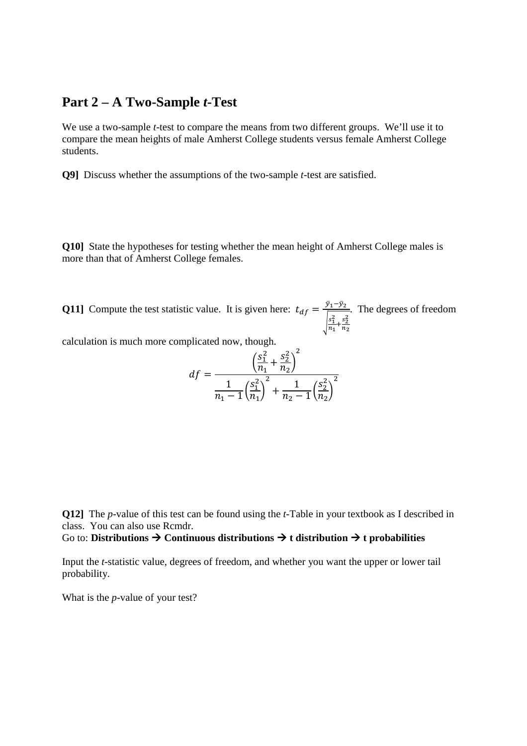## Part 2 – A Two-Sample *t*-Test

We use a two-sample *t*-test to compare the means from two different groups. We'll use it to compare the mean heights of male Amherst College students versus female Amherst College students.

**Q9]** Discuss whether the assumptions of the two-sample *t*-test are satisfied.

**Q10]** State the hypotheses for testing whether the mean height of Amherst College males is more than that of Amherst College females.

**Q11]** Compute the test statistic value. It is given here: $t_{df} = \frac{\bar{y}_1 - \bar{y}_2}{\sqrt{\frac{s_1^2}{n_1} + \frac{s_2^2}{n_2}}}$. The degrees of freedom calculation is much more complicated now, though.

$$df = \frac{\left(\frac{s_1^2}{n_1} + \frac{s_2^2}{n_2}\right)^2}{\frac{1}{n_1 - 1}\left(\frac{s_1^2}{n_1}\right)^2 + \frac{1}{n_2 - 1}\left(\frac{s_2^2}{n_2}\right)^2}$$

**Q12]** The *p*-value of this test can be found using the *t*-Table in your textbook as I described in class. You can also use Rcmdr.
Go to: **Distributions → Continuous distributions → t distribution → t probabilities**

Input the *t*-statistic value, degrees of freedom, and whether you want the upper or lower tail probability.

What is the *p*-value of your test?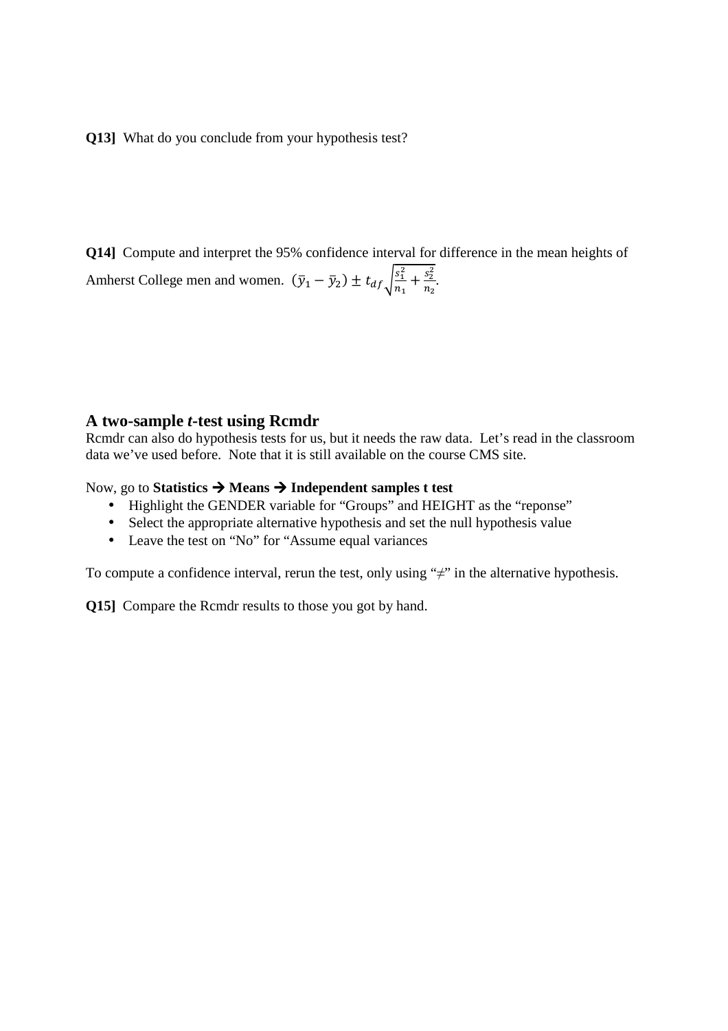**Q13]** What do you conclude from your hypothesis test?

**Q14]** Compute and interpret the 95% confidence interval for difference in the mean heights of Amherst College men and women. $(\bar{y}_1 - \bar{y}_2) \pm t_{df}\sqrt{\frac{s_1^2}{n_1} + \frac{s_2^2}{n_2}}$.

## A two-sample *t*-test using Rcmdr

Rcmdr can also do hypothesis tests for us, but it needs the raw data. Let's read in the classroom data we've used before. Note that it is still available on the course CMS site.

Now, go to **Statistics → Means → Independent samples t test**

- Highlight the GENDER variable for "Groups" and HEIGHT as the "reponse"
- Select the appropriate alternative hypothesis and set the null hypothesis value
- Leave the test on "No" for "Assume equal variances

To compute a confidence interval, rerun the test, only using "≠" in the alternative hypothesis.

**Q15]** Compare the Rcmdr results to those you got by hand.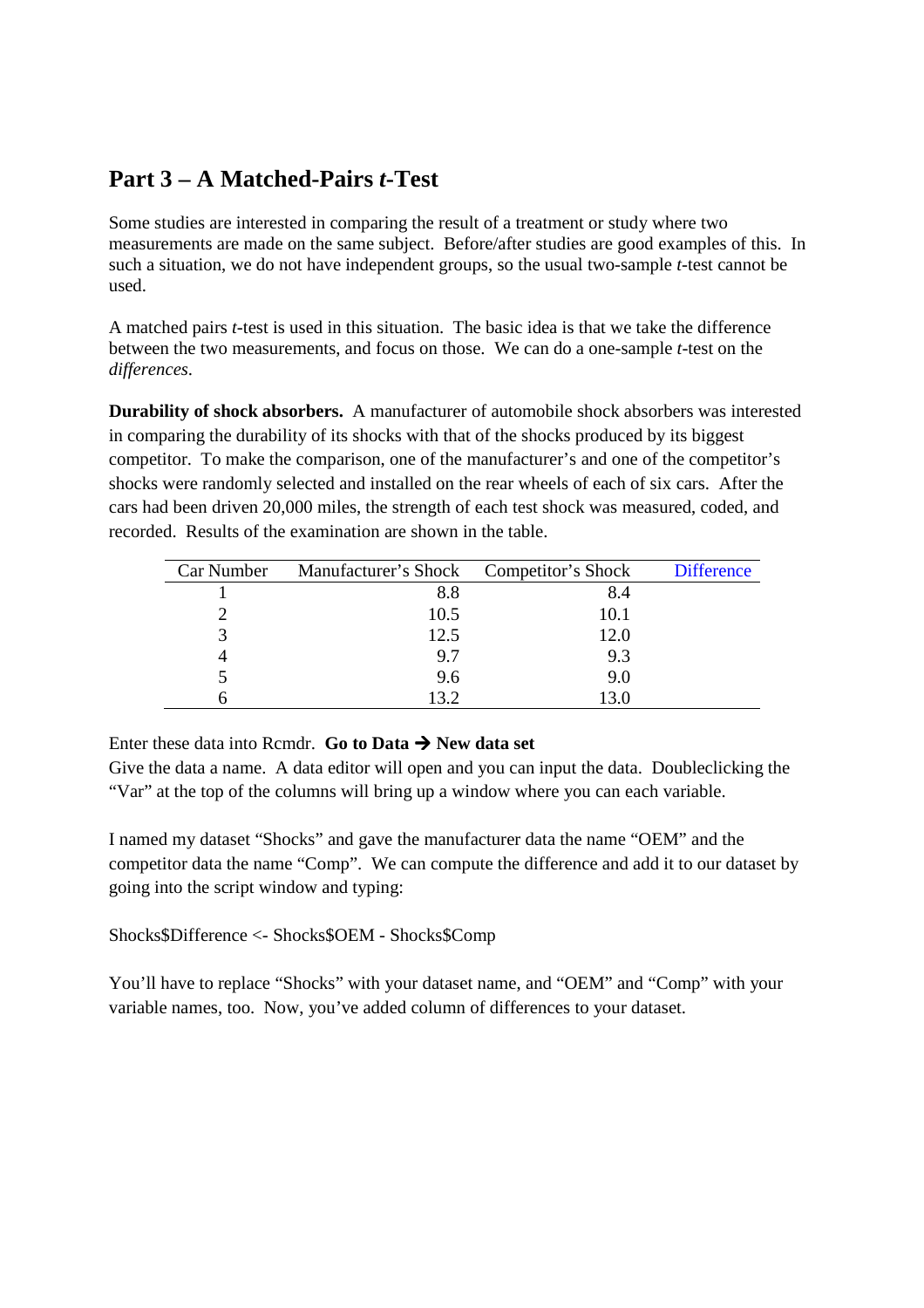## Part 3 – A Matched-Pairs *t*-Test

Some studies are interested in comparing the result of a treatment or study where two measurements are made on the same subject. Before/after studies are good examples of this. In such a situation, we do not have independent groups, so the usual two-sample *t*-test cannot be used.

A matched pairs *t*-test is used in this situation. The basic idea is that we take the difference between the two measurements, and focus on those. We can do a one-sample *t*-test on the *differences*.

**Durability of shock absorbers.** A manufacturer of automobile shock absorbers was interested in comparing the durability of its shocks with that of the shocks produced by its biggest competitor. To make the comparison, one of the manufacturer's and one of the competitor's shocks were randomly selected and installed on the rear wheels of each of six cars. After the cars had been driven 20,000 miles, the strength of each test shock was measured, coded, and recorded. Results of the examination are shown in the table.

| Car Number | Manufacturer's Shock | Competitor's Shock | Difference |
|---|---|---|---|
| 1 | 8.8 | 8.4 | |
| 2 | 10.5 | 10.1 | |
| 3 | 12.5 | 12.0 | |
| 4 | 9.7 | 9.3 | |
| 5 | 9.6 | 9.0 | |
| 6 | 13.2 | 13.0 | |

Enter these data into Rcmdr. **Go to Data → New data set**

Give the data a name. A data editor will open and you can input the data. Doubleclicking the "Var" at the top of the columns will bring up a window where you can each variable.

I named my dataset "Shocks" and gave the manufacturer data the name "OEM" and the competitor data the name "Comp". We can compute the difference and add it to our dataset by going into the script window and typing:

```
Shocks$Difference <- Shocks$OEM - Shocks$Comp
```

You'll have to replace "Shocks" with your dataset name, and "OEM" and "Comp" with your variable names, too. Now, you've added column of differences to your dataset.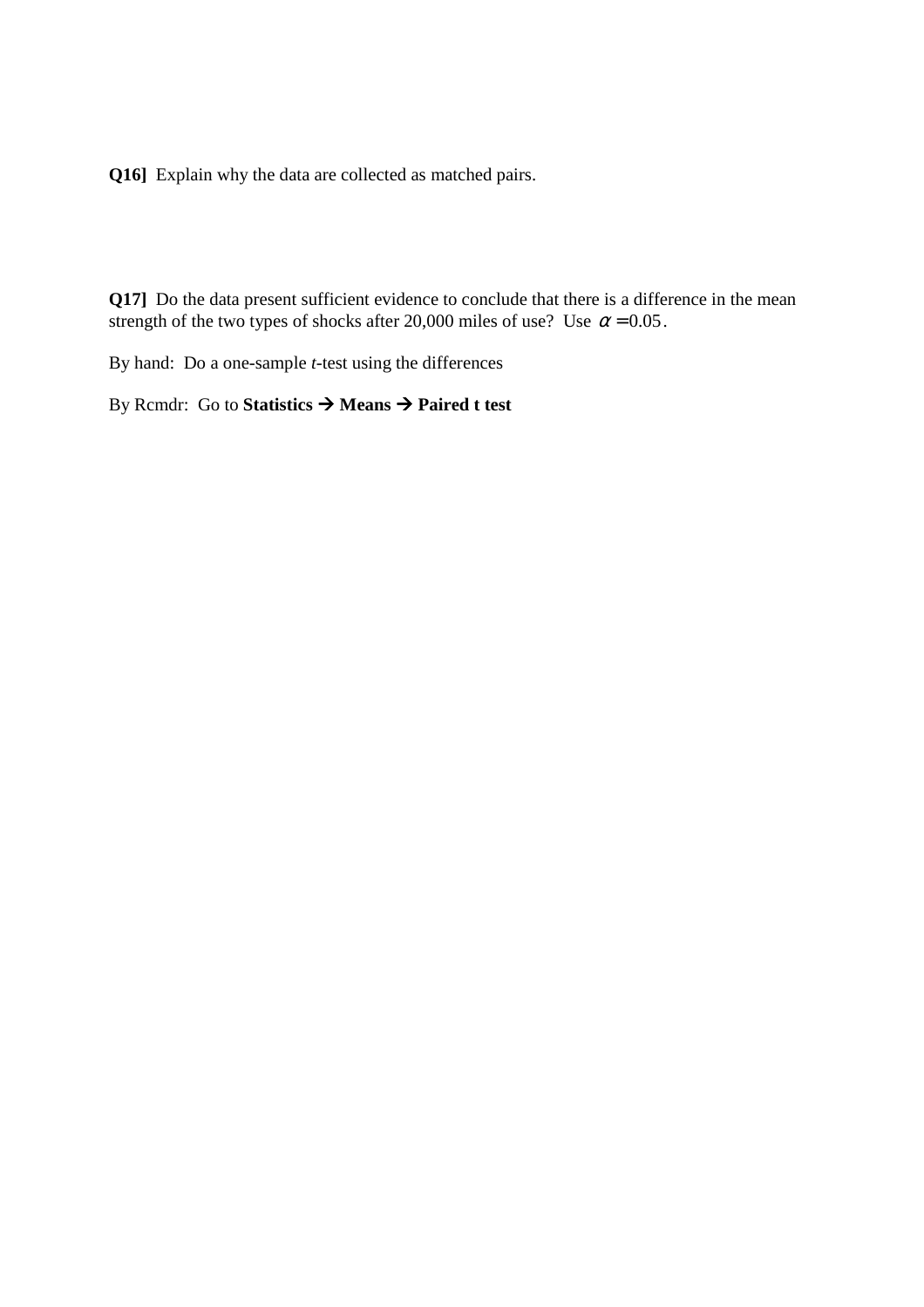**Q16]** Explain why the data are collected as matched pairs.

**Q17]** Do the data present sufficient evidence to conclude that there is a difference in the mean strength of the two types of shocks after 20,000 miles of use? Use $\alpha = 0.05$.

By hand: Do a one-sample *t*-test using the differences

By Rcmdr: Go to **Statistics → Means → Paired t test**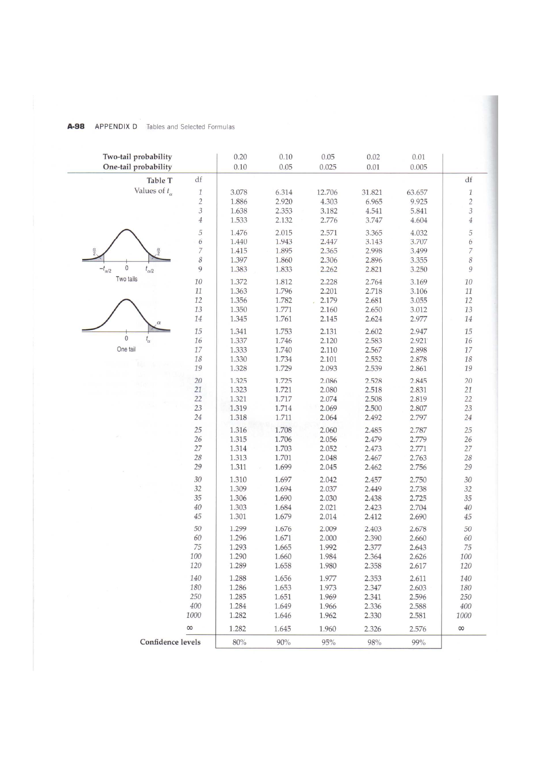| Two-tail probability | | 0.20 | 0.10 | 0.05 | 0.02 | 0.01 | |
|---|---|---|---|---|---|---|---|
| One-tail probability | | 0.10 | 0.05 | 0.025 | 0.01 | 0.005 | |
| Table T | df | | | | | | df |
| Values of $t_\alpha$ | 1 | 3.078 | 6.314 | 12.706 | 31.821 | 63.657 | 1 |
| | 2 | 1.886 | 2.920 | 4.303 | 6.965 | 9.925 | 2 |
| | 3 | 1.638 | 2.353 | 3.182 | 4.541 | 5.841 | 3 |
| | 4 | 1.533 | 2.132 | 2.776 | 3.747 | 4.604 | 4 |
| | 5 | 1.476 | 2.015 | 2.571 | 3.365 | 4.032 | 5 |
| | 6 | 1.440 | 1.943 | 2.447 | 3.143 | 3.707 | 6 |
| | 7 | 1.415 | 1.895 | 2.365 | 2.998 | 3.499 | 7 |
| | 8 | 1.397 | 1.860 | 2.306 | 2.896 | 3.355 | 8 |
| | 9 | 1.383 | 1.833 | 2.262 | 2.821 | 3.250 | 9 |
| | 10 | 1.372 | 1.812 | 2.228 | 2.764 | 3.169 | 10 |
| | 11 | 1.363 | 1.796 | 2.201 | 2.718 | 3.106 | 11 |
| | 12 | 1.356 | 1.782 | 2.179 | 2.681 | 3.055 | 12 |
| | 13 | 1.350 | 1.771 | 2.160 | 2.650 | 3.012 | 13 |
| | 14 | 1.345 | 1.761 | 2.145 | 2.624 | 2.977 | 14 |
| | 15 | 1.341 | 1.753 | 2.131 | 2.602 | 2.947 | 15 |
| | 16 | 1.337 | 1.746 | 2.120 | 2.583 | 2.921 | 16 |
| | 17 | 1.333 | 1.740 | 2.110 | 2.567 | 2.898 | 17 |
| | 18 | 1.330 | 1.734 | 2.101 | 2.552 | 2.878 | 18 |
| | 19 | 1.328 | 1.729 | 2.093 | 2.539 | 2.861 | 19 |
| | 20 | 1.325 | 1.725 | 2.086 | 2.528 | 2.845 | 20 |
| | 21 | 1.323 | 1.721 | 2.080 | 2.518 | 2.831 | 21 |
| | 22 | 1.321 | 1.717 | 2.074 | 2.508 | 2.819 | 22 |
| | 23 | 1.319 | 1.714 | 2.069 | 2.500 | 2.807 | 23 |
| | 24 | 1.318 | 1.711 | 2.064 | 2.492 | 2.797 | 24 |
| | 25 | 1.316 | 1.708 | 2.060 | 2.485 | 2.787 | 25 |
| | 26 | 1.315 | 1.706 | 2.056 | 2.479 | 2.779 | 26 |
| | 27 | 1.314 | 1.703 | 2.052 | 2.473 | 2.771 | 27 |
| | 28 | 1.313 | 1.701 | 2.048 | 2.467 | 2.763 | 28 |
| | 29 | 1.311 | 1.699 | 2.045 | 2.462 | 2.756 | 29 |
| | 30 | 1.310 | 1.697 | 2.042 | 2.457 | 2.750 | 30 |
| | 32 | 1.309 | 1.694 | 2.037 | 2.449 | 2.738 | 32 |
| | 35 | 1.306 | 1.690 | 2.030 | 2.438 | 2.725 | 35 |
| | 40 | 1.303 | 1.684 | 2.021 | 2.423 | 2.704 | 40 |
| | 45 | 1.301 | 1.679 | 2.014 | 2.412 | 2.690 | 45 |
| | 50 | 1.299 | 1.676 | 2.009 | 2.403 | 2.678 | 50 |
| | 60 | 1.296 | 1.671 | 2.000 | 2.390 | 2.660 | 60 |
| | 75 | 1.293 | 1.665 | 1.992 | 2.377 | 2.643 | 75 |
| | 100 | 1.290 | 1.660 | 1.984 | 2.364 | 2.626 | 100 |
| | 120 | 1.289 | 1.658 | 1.980 | 2.358 | 2.617 | 120 |
| | 140 | 1.288 | 1.656 | 1.977 | 2.353 | 2.611 | 140 |
| | 180 | 1.286 | 1.653 | 1.973 | 2.347 | 2.603 | 180 |
| | 250 | 1.285 | 1.651 | 1.969 | 2.341 | 2.596 | 250 |
| | 400 | 1.284 | 1.649 | 1.966 | 2.336 | 2.588 | 400 |
| | 1000 | 1.282 | 1.646 | 1.962 | 2.330 | 2.581 | 1000 |
| | ∞ | 1.282 | 1.645 | 1.960 | 2.326 | 2.576 | ∞ |
| Confidence levels | | 80% | 90% | 95% | 98% | 99% | |

$\frac{\alpha}{2}$ $\frac{\alpha}{2}$
$-t_{\alpha/2}$ 0 $t_{\alpha/2}$
Two tails

$\alpha$
0 $t_\alpha$
One tail